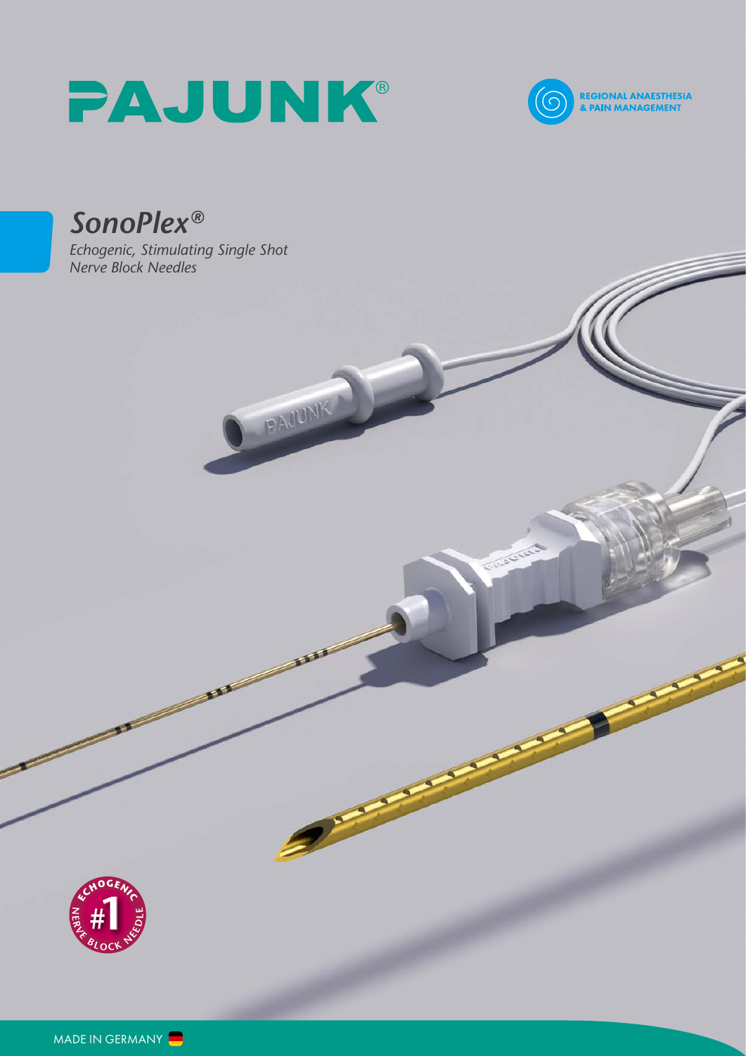# PAJUNK®

REGIONAL ANAESTHESIA
& PAIN MANAGEMENT

## *SonoPlex®*

*Echogenic, Stimulating Single Shot Nerve Block Needles*

ECHOGENIC #1 NERVE BLOCK NEEDLE

MADE IN GERMANY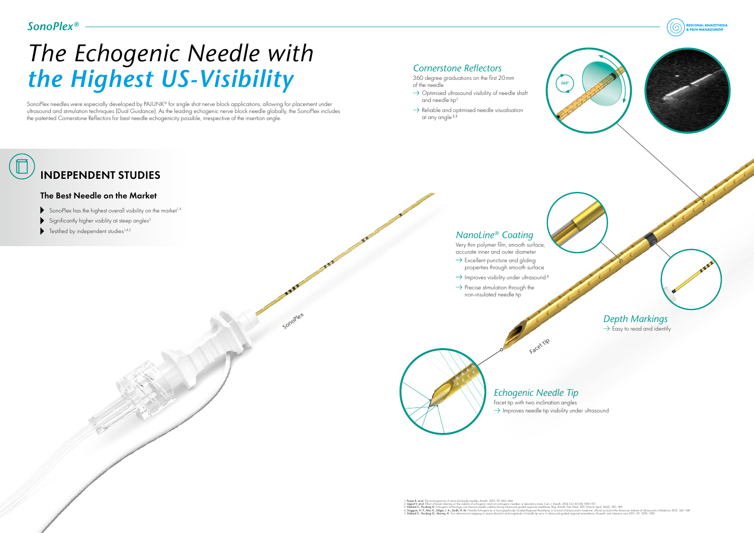# The Echogenic Needle with *the Highest US-Visibility*

SonoPlex needles were especially developed by PAJUNK® for single shot nerve block applications, allowing for placement under ultrasound and stimulation techniques (Dual Guidance). As the leading echogenic nerve block needle globally, the SonoPlex includes the patented Cornerstone Reflectors for best needle echogenicity possible, irrespective of the insertion angle.

## INDEPENDENT STUDIES

### The Best Needle on the Market

- SonoPlex has the highest overall visibility on the market[1,4]
- Significantly higher visiblity at steep angles[5]
- Testified by independent studies[1,4,5]

### *Cornerstone Reflectors*

360 degree graduations on the first 20 mm of the needle

→ Optimised ultrasound visibility of needle shaft and needle tip[1]

→ Reliable and optimised needle visualisation at any angle[2,3]

### *NanoLine® Coating*

Very thin polymer film, smooth surface, accurate inner and outer diameter

→ Excellent puncture and gliding properties through smooth surface

→ Improves visibility under ultrasound[3]

→ Precise stimulation through the non-insulated needle tip

### *Depth Markings*

→ Easy to read and identify

### *Echogenic Needle Tip*

Facet tip with two inclination angles

→ Improves needle tip visibility under ultrasound

1. **Fuzier R. et al.** The echogenicity of nerve blockade needles, Anesth. 2015; 70: 462–466
2. **Uppal V. et al.** Effect of beam steering on the visibility of echogenic and non-echogenic needles: a laboratory study, Can. J. Anesth. 2014 Oct; 61(10): 909–915
3. **Hebard S., Hocking G.** Echogenic technology can improve needle visibility during ultrasound-guided regional anesthesia, Reg. Anesth. Pain Med. 2011 March–April; 36(2): 185–189
4. **Sviggum, H. P.; Ahn, K.; Dilger, J. A.; Smith, H. M.** Needle Echogenicity in Sonographically Guided Regional Anesthesia. In Journal of ultrasound in medicine: official journal of the American Institute of Ultrasound in Medicine 2013: 143–148
5. **Hebard S., Hocking G., Murray, K.** Two-dimensional mapping to assess direction and magnitude of needle tip error in ultrasound-guided regional anaesthesia, Anaesth. and intensive care 2011; 39: 1076–1081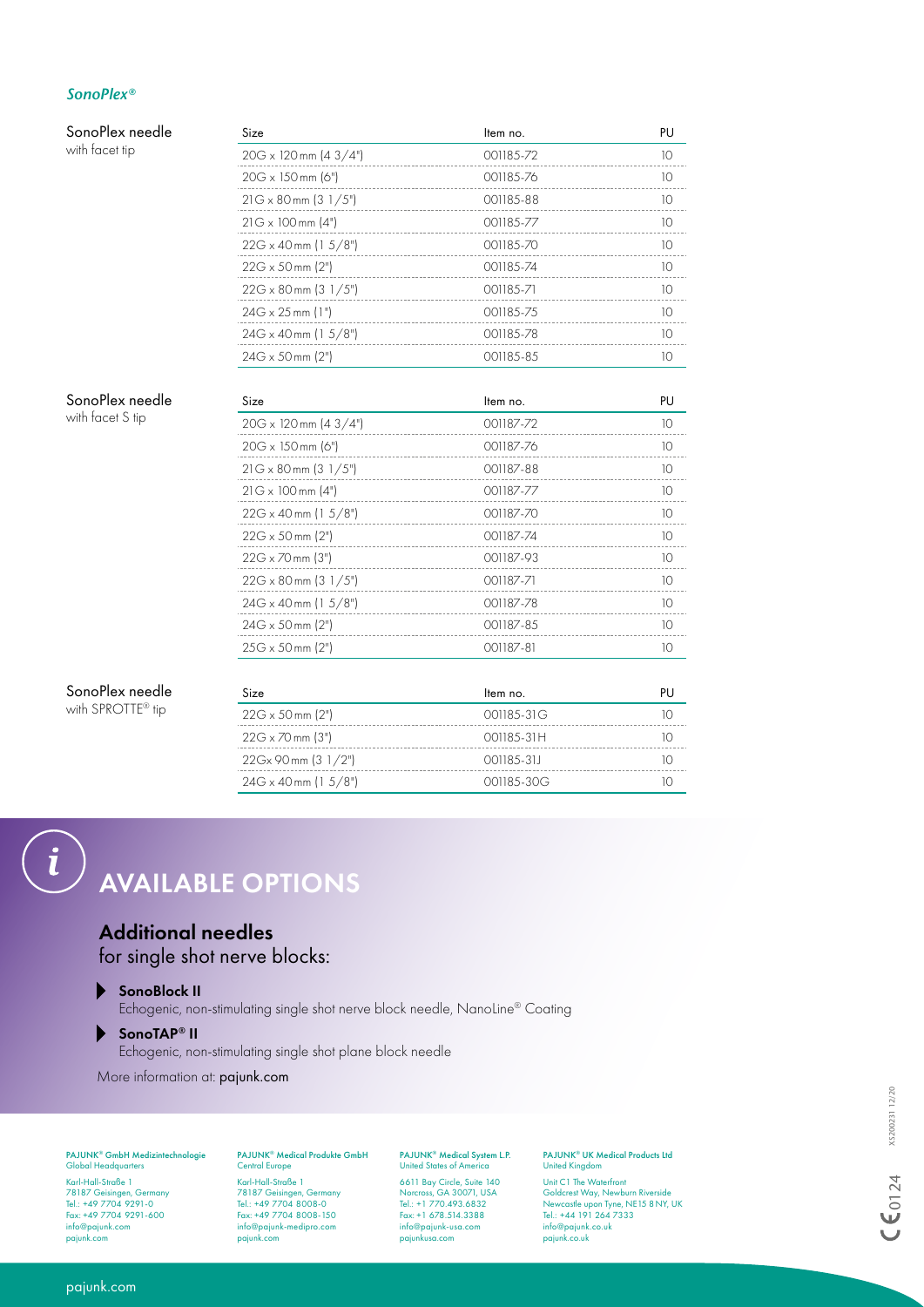*SonoPlex®*

**SonoPlex needle** with facet tip

| Size | Item no. | PU |
|---|---|---|
| 20G x 120 mm (4 3/4") | 001185-72 | 10 |
| 20G x 150 mm (6") | 001185-76 | 10 |
| 21G x 80 mm (3 1/5") | 001185-88 | 10 |
| 21G x 100 mm (4") | 001185-77 | 10 |
| 22G x 40 mm (1 5/8") | 001185-70 | 10 |
| 22G x 50 mm (2") | 001185-74 | 10 |
| 22G x 80 mm (3 1/5") | 001185-71 | 10 |
| 24G x 25 mm (1") | 001185-75 | 10 |
| 24G x 40 mm (1 5/8") | 001185-78 | 10 |
| 24G x 50 mm (2") | 001185-85 | 10 |

**SonoPlex needle** with facet S tip

| Size | Item no. | PU |
|---|---|---|
| 20G x 120 mm (4 3/4") | 001187-72 | 10 |
| 20G x 150 mm (6") | 001187-76 | 10 |
| 21G x 80 mm (3 1/5") | 001187-88 | 10 |
| 21G x 100 mm (4") | 001187-77 | 10 |
| 22G x 40 mm (1 5/8") | 001187-70 | 10 |
| 22G x 50 mm (2") | 001187-74 | 10 |
| 22G x 70 mm (3") | 001187-93 | 10 |
| 22G x 80 mm (3 1/5") | 001187-71 | 10 |
| 24G x 40 mm (1 5/8") | 001187-78 | 10 |
| 24G x 50 mm (2") | 001187-85 | 10 |
| 25G x 50 mm (2") | 001187-81 | 10 |

**SonoPlex needle** with SPROTTE® tip

| Size | Item no. | PU |
|---|---|---|
| 22G x 50 mm (2") | 001185-31G | 10 |
| 22G x 70 mm (3") | 001185-31H | 10 |
| 22Gx 90 mm (3 1/2") | 001185-31J | 10 |
| 24G x 40 mm (1 5/8") | 001185-30G | 10 |

## AVAILABLE OPTIONS

### Additional needles
for single shot nerve blocks:

- **SonoBlock II**
  Echogenic, non-stimulating single shot nerve block needle, NanoLine® Coating
- **SonoTAP® II**
  Echogenic, non-stimulating single shot plane block needle

More information at: **pajunk.com**

**PAJUNK® GmbH Medizintechnologie**
Global Headquarters
Karl-Hall-Straße 1
78187 Geisingen, Germany
Tel.: +49 7704 9291-0
Fax: +49 7704 9291-600
info@pajunk.com
pajunk.com

**PAJUNK® Medical Produkte GmbH**
Central Europe
Karl-Hall-Straße 1
78187 Geisingen, Germany
Tel.: +49 7704 8008-0
Fax: +49 7704 8008-150
info@pajunk-medipro.com
pajunk.com

**PAJUNK® Medical System L.P.**
United States of America
6611 Bay Circle, Suite 140
Norcross, GA 30071, USA
Tel.: +1 770.493.6832
Fax: +1 678.514.3388
info@pajunk-usa.com
pajunkusa.com

**PAJUNK® UK Medical Products Ltd**
United Kingdom
Unit C1 The Waterfront
Goldcrest Way, Newburn Riverside
Newcastle upon Tyne, NE15 8 NY, UK
Tel.: +44 191 264 7333
info@pajunk.co.uk
pajunk.co.uk

CE 0124

XS200231 12/20